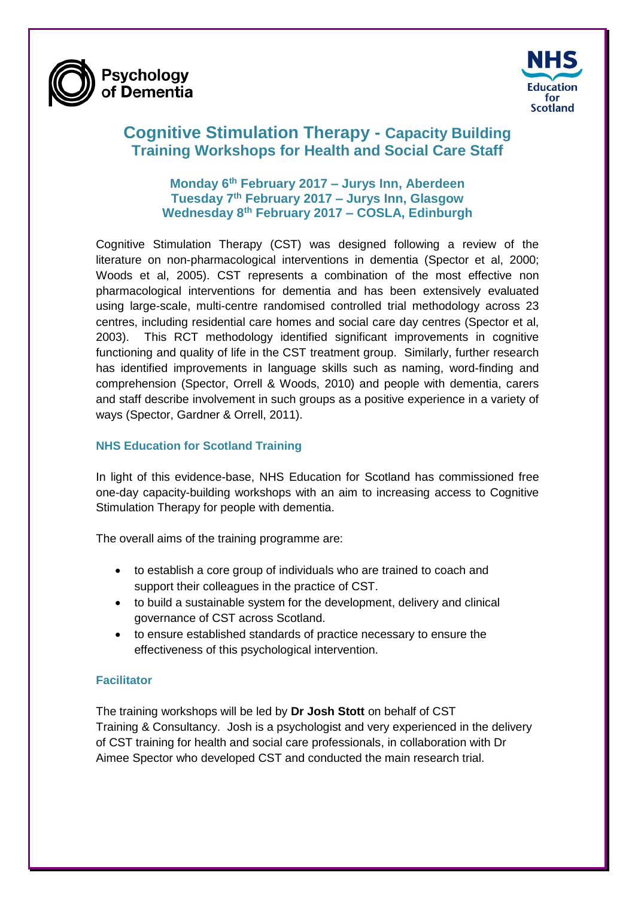Psychology of Dementia

NHS Education for Scotland

# Cognitive Stimulation Therapy - Capacity Building Training Workshops for Health and Social Care Staff

**Monday 6th February 2017 – Jurys Inn, Aberdeen**
**Tuesday 7th February 2017 – Jurys Inn, Glasgow**
**Wednesday 8th February 2017 – COSLA, Edinburgh**

Cognitive Stimulation Therapy (CST) was designed following a review of the literature on non-pharmacological interventions in dementia (Spector et al, 2000; Woods et al, 2005). CST represents a combination of the most effective non pharmacological interventions for dementia and has been extensively evaluated using large-scale, multi-centre randomised controlled trial methodology across 23 centres, including residential care homes and social care day centres (Spector et al, 2003). This RCT methodology identified significant improvements in cognitive functioning and quality of life in the CST treatment group. Similarly, further research has identified improvements in language skills such as naming, word-finding and comprehension (Spector, Orrell & Woods, 2010) and people with dementia, carers and staff describe involvement in such groups as a positive experience in a variety of ways (Spector, Gardner & Orrell, 2011).

## NHS Education for Scotland Training

In light of this evidence-base, NHS Education for Scotland has commissioned free one-day capacity-building workshops with an aim to increasing access to Cognitive Stimulation Therapy for people with dementia.

The overall aims of the training programme are:

- to establish a core group of individuals who are trained to coach and support their colleagues in the practice of CST.
- to build a sustainable system for the development, delivery and clinical governance of CST across Scotland.
- to ensure established standards of practice necessary to ensure the effectiveness of this psychological intervention.

## Facilitator

The training workshops will be led by **Dr Josh Stott** on behalf of CST Training & Consultancy. Josh is a psychologist and very experienced in the delivery of CST training for health and social care professionals, in collaboration with Dr Aimee Spector who developed CST and conducted the main research trial.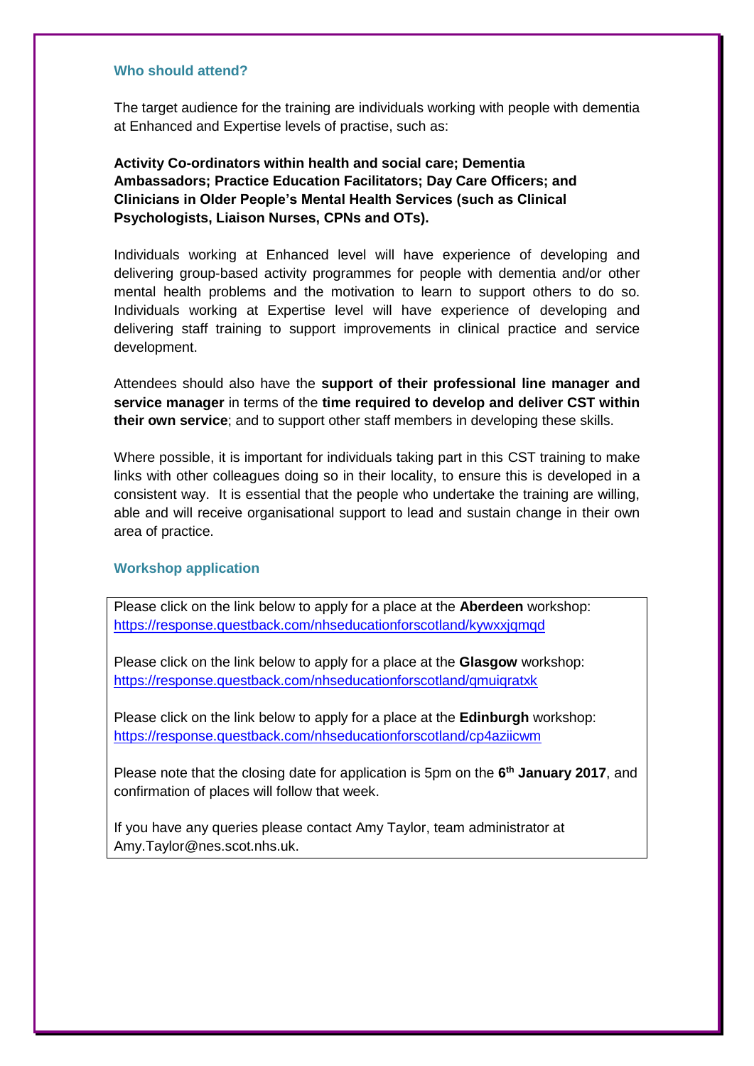### Who should attend?

The target audience for the training are individuals working with people with dementia at Enhanced and Expertise levels of practise, such as:

**Activity Co-ordinators within health and social care; Dementia Ambassadors; Practice Education Facilitators; Day Care Officers; and Clinicians in Older People's Mental Health Services (such as Clinical Psychologists, Liaison Nurses, CPNs and OTs).**

Individuals working at Enhanced level will have experience of developing and delivering group-based activity programmes for people with dementia and/or other mental health problems and the motivation to learn to support others to do so. Individuals working at Expertise level will have experience of developing and delivering staff training to support improvements in clinical practice and service development.

Attendees should also have the **support of their professional line manager and service manager** in terms of the **time required to develop and deliver CST within their own service**; and to support other staff members in developing these skills.

Where possible, it is important for individuals taking part in this CST training to make links with other colleagues doing so in their locality, to ensure this is developed in a consistent way. It is essential that the people who undertake the training are willing, able and will receive organisational support to lead and sustain change in their own area of practice.

### Workshop application

Please click on the link below to apply for a place at the **Aberdeen** workshop:
https://response.questback.com/nhseducationforscotland/kywxxjqmqd

Please click on the link below to apply for a place at the **Glasgow** workshop:
https://response.questback.com/nhseducationforscotland/qmuiqratxk

Please click on the link below to apply for a place at the **Edinburgh** workshop:
https://response.questback.com/nhseducationforscotland/cp4aziicwm

Please note that the closing date for application is 5pm on the **6th January 2017**, and confirmation of places will follow that week.

If you have any queries please contact Amy Taylor, team administrator at Amy.Taylor@nes.scot.nhs.uk.